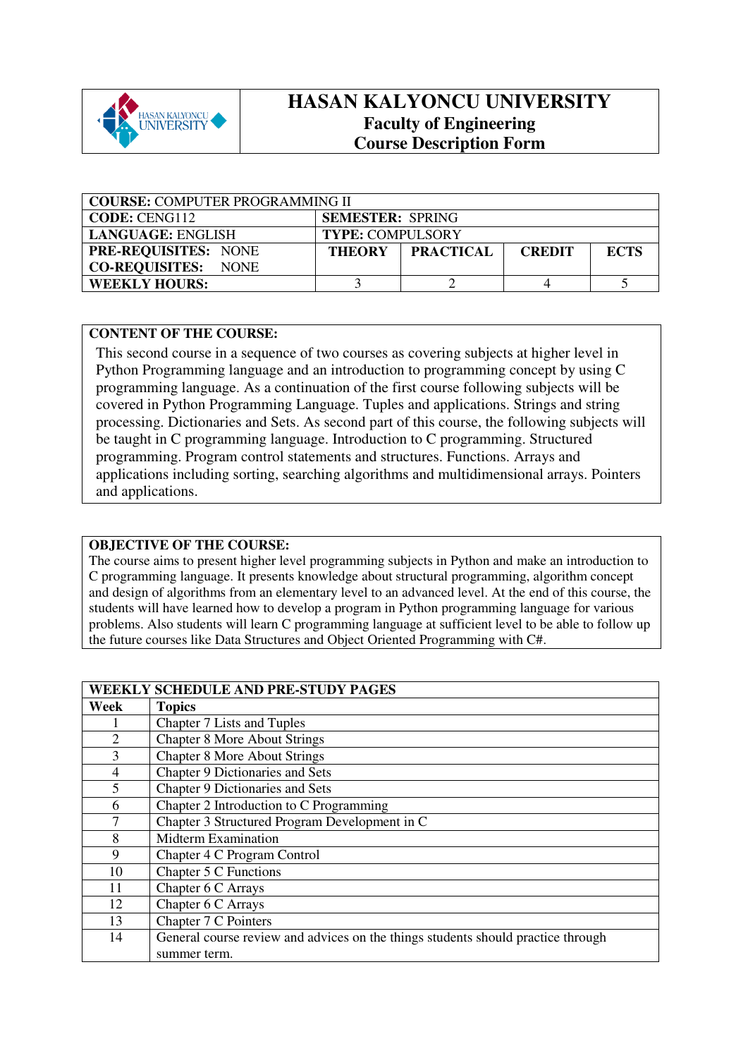# HASAN KALYONCU UNIVERSITY

## Faculty of Engineering

## Course Description Form

| **COURSE:** COMPUTER PROGRAMMING II | | | | |
|---|---|---|---|---|
| **CODE:** CENG112 | **SEMESTER:** SPRING | | | |
| **LANGUAGE:** ENGLISH | **TYPE:** COMPULSORY | | | |
| **PRE-REQUISITES:** NONE<br>**CO-REQUISITES:** NONE | **THEORY** | **PRACTICAL** | **CREDIT** | **ECTS** |
| **WEEKLY HOURS:** | 3 | 2 | 4 | 5 |

**CONTENT OF THE COURSE:**

This second course in a sequence of two courses as covering subjects at higher level in Python Programming language and an introduction to programming concept by using C programming language. As a continuation of the first course following subjects will be covered in Python Programming Language. Tuples and applications. Strings and string processing. Dictionaries and Sets. As second part of this course, the following subjects will be taught in C programming language. Introduction to C programming. Structured programming. Program control statements and structures. Functions. Arrays and applications including sorting, searching algorithms and multidimensional arrays. Pointers and applications.

**OBJECTIVE OF THE COURSE:**

The course aims to present higher level programming subjects in Python and make an introduction to C programming language. It presents knowledge about structural programming, algorithm concept and design of algorithms from an elementary level to an advanced level. At the end of this course, the students will have learned how to develop a program in Python programming language for various problems. Also students will learn C programming language at sufficient level to be able to follow up the future courses like Data Structures and Object Oriented Programming with C#.

| **WEEKLY SCHEDULE AND PRE-STUDY PAGES** | |
|---|---|
| **Week** | **Topics** |
| 1 | Chapter 7 Lists and Tuples |
| 2 | Chapter 8 More About Strings |
| 3 | Chapter 8 More About Strings |
| 4 | Chapter 9 Dictionaries and Sets |
| 5 | Chapter 9 Dictionaries and Sets |
| 6 | Chapter 2 Introduction to C Programming |
| 7 | Chapter 3 Structured Program Development in C |
| 8 | Midterm Examination |
| 9 | Chapter 4 C Program Control |
| 10 | Chapter 5 C Functions |
| 11 | Chapter 6 C Arrays |
| 12 | Chapter 6 C Arrays |
| 13 | Chapter 7 C Pointers |
| 14 | General course review and advices on the things students should practice through summer term. |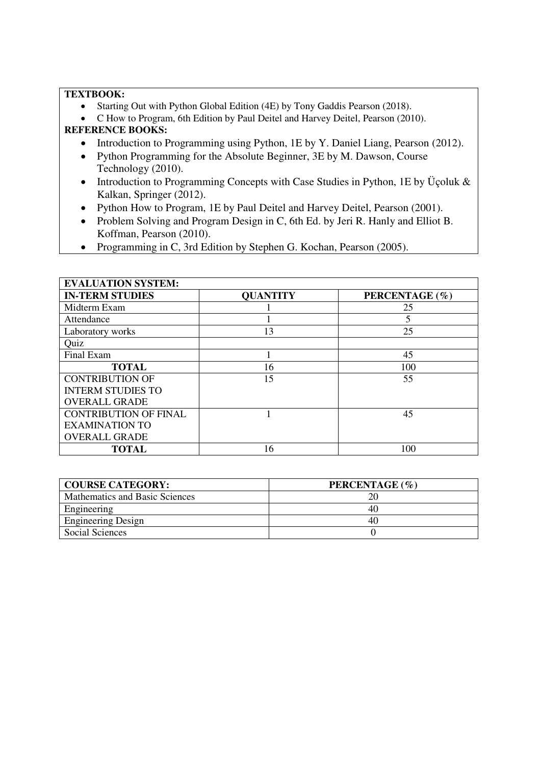**TEXTBOOK:**

- Starting Out with Python Global Edition (4E) by Tony Gaddis Pearson (2018).
- C How to Program, 6th Edition by Paul Deitel and Harvey Deitel, Pearson (2010).

**REFERENCE BOOKS:**

- Introduction to Programming using Python, 1E by Y. Daniel Liang, Pearson (2012).
- Python Programming for the Absolute Beginner, 3E by M. Dawson, Course Technology (2010).
- Introduction to Programming Concepts with Case Studies in Python, 1E by Üçoluk & Kalkan, Springer (2012).
- Python How to Program, 1E by Paul Deitel and Harvey Deitel, Pearson (2001).
- Problem Solving and Program Design in C, 6th Ed. by Jeri R. Hanly and Elliot B. Koffman, Pearson (2010).
- Programming in C, 3rd Edition by Stephen G. Kochan, Pearson (2005).

| **EVALUATION SYSTEM:** | | |
|---|---|---|
| **IN-TERM STUDIES** | **QUANTITY** | **PERCENTAGE (%)** |
| Midterm Exam | 1 | 25 |
| Attendance | 1 | 5 |
| Laboratory works | 13 | 25 |
| Quiz | | |
| Final Exam | 1 | 45 |
| **TOTAL** | 16 | 100 |
| CONTRIBUTION OF INTERM STUDIES TO OVERALL GRADE | 15 | 55 |
| CONTRIBUTION OF FINAL EXAMINATION TO OVERALL GRADE | 1 | 45 |
| **TOTAL** | 16 | 100 |

| **COURSE CATEGORY:** | **PERCENTAGE (%)** |
|---|---|
| Mathematics and Basic Sciences | 20 |
| Engineering | 40 |
| Engineering Design | 40 |
| Social Sciences | 0 |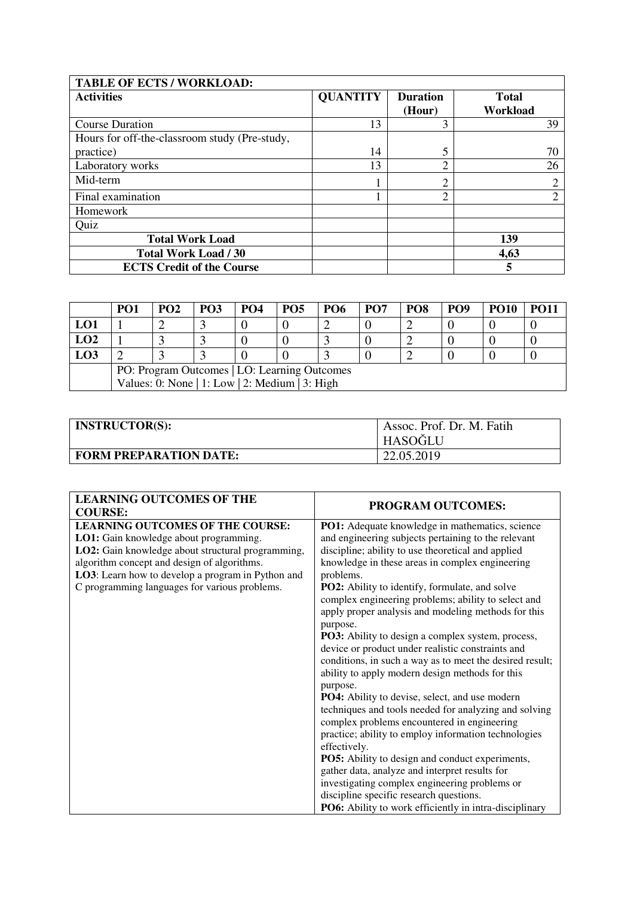| TABLE OF ECTS / WORKLOAD: | | | |
|---|---|---|---|
| **Activities** | **QUANTITY** | **Duration (Hour)** | **Total Workload** |
| Course Duration | 13 | 3 | 39 |
| Hours for off-the-classroom study (Pre-study, practice) | 14 | 5 | 70 |
| Laboratory works | 13 | 2 | 26 |
| Mid-term | 1 | 2 | 2 |
| Final examination | 1 | 2 | 2 |
| Homework | | | |
| Quiz | | | |
| **Total Work Load** | | | **139** |
| **Total Work Load / 30** | | | **4,63** |
| **ECTS Credit of the Course** | | | **5** |

| | PO1 | PO2 | PO3 | PO4 | PO5 | PO6 | PO7 | PO8 | PO9 | PO10 | PO11 |
|---|---|---|---|---|---|---|---|---|---|---|---|
| **LO1** | 1 | 2 | 3 | 0 | 0 | 2 | 0 | 2 | 0 | 0 | 0 |
| **LO2** | 1 | 3 | 3 | 0 | 0 | 3 | 0 | 2 | 0 | 0 | 0 |
| **LO3** | 2 | 3 | 3 | 0 | 0 | 3 | 0 | 2 | 0 | 0 | 0 |
| | PO: Program Outcomes \| LO: Learning Outcomes<br>Values: 0: None \| 1: Low \| 2: Medium \| 3: High | | | | | | | | | | |

| | |
|---|---|
| **INSTRUCTOR(S):** | Assoc. Prof. Dr. M. Fatih HASOĞLU |
| **FORM PREPARATION DATE:** | 22.05.2019 |

| LEARNING OUTCOMES OF THE COURSE: | PROGRAM OUTCOMES: |
|---|---|
| **LEARNING OUTCOMES OF THE COURSE:**<br>**LO1:** Gain knowledge about programming.<br>**LO2:** Gain knowledge about structural programming, algorithm concept and design of algorithms.<br>**LO3**: Learn how to develop a program in Python and C programming languages for various problems. | **PO1:** Adequate knowledge in mathematics, science and engineering subjects pertaining to the relevant discipline; ability to use theoretical and applied knowledge in these areas in complex engineering problems.<br>**PO2:** Ability to identify, formulate, and solve complex engineering problems; ability to select and apply proper analysis and modeling methods for this purpose.<br>**PO3:** Ability to design a complex system, process, device or product under realistic constraints and conditions, in such a way as to meet the desired result; ability to apply modern design methods for this purpose.<br>**PO4:** Ability to devise, select, and use modern techniques and tools needed for analyzing and solving complex problems encountered in engineering practice; ability to employ information technologies effectively.<br>**PO5:** Ability to design and conduct experiments, gather data, analyze and interpret results for investigating complex engineering problems or discipline specific research questions.<br>**PO6:** Ability to work efficiently in intra-disciplinary |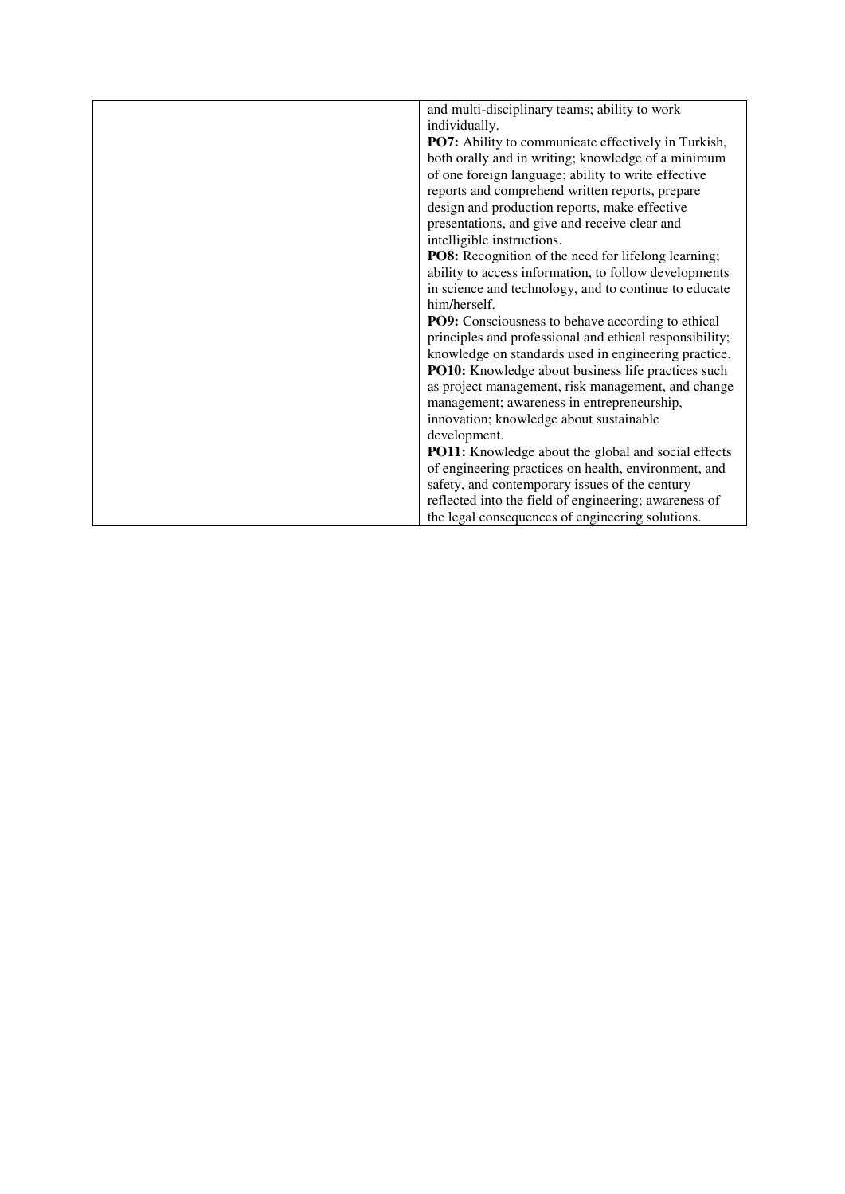| | |
|---|---|
| | and multi-disciplinary teams; ability to work individually.<br>**PO7:** Ability to communicate effectively in Turkish, both orally and in writing; knowledge of a minimum of one foreign language; ability to write effective reports and comprehend written reports, prepare design and production reports, make effective presentations, and give and receive clear and intelligible instructions.<br>**PO8:** Recognition of the need for lifelong learning; ability to access information, to follow developments in science and technology, and to continue to educate him/herself.<br>**PO9:** Consciousness to behave according to ethical principles and professional and ethical responsibility; knowledge on standards used in engineering practice.<br>**PO10:** Knowledge about business life practices such as project management, risk management, and change management; awareness in entrepreneurship, innovation; knowledge about sustainable development.<br>**PO11:** Knowledge about the global and social effects of engineering practices on health, environment, and safety, and contemporary issues of the century reflected into the field of engineering; awareness of the legal consequences of engineering solutions. |